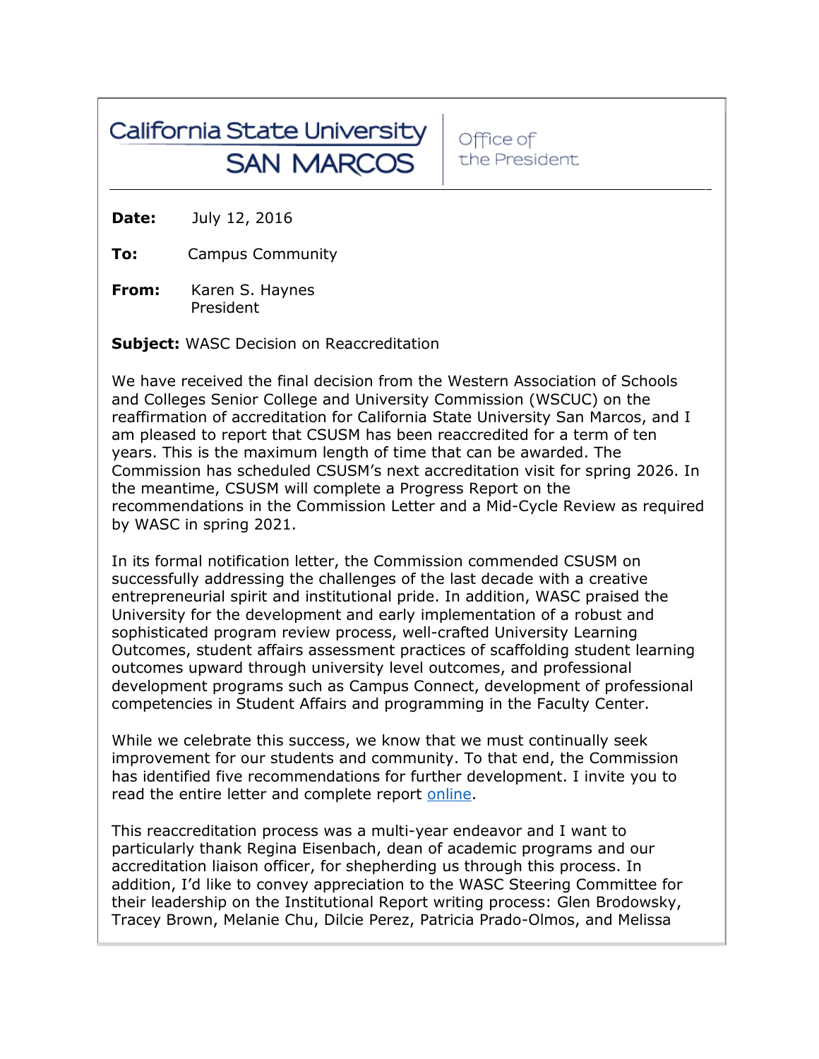California State University SAN MARCOS | Office of the President

**Date:** July 12, 2016

**To:** Campus Community

**From:** Karen S. Haynes
President

**Subject:** WASC Decision on Reaccreditation

We have received the final decision from the Western Association of Schools and Colleges Senior College and University Commission (WSCUC) on the reaffirmation of accreditation for California State University San Marcos, and I am pleased to report that CSUSM has been reaccredited for a term of ten years. This is the maximum length of time that can be awarded. The Commission has scheduled CSUSM's next accreditation visit for spring 2026. In the meantime, CSUSM will complete a Progress Report on the recommendations in the Commission Letter and a Mid-Cycle Review as required by WASC in spring 2021.

In its formal notification letter, the Commission commended CSUSM on successfully addressing the challenges of the last decade with a creative entrepreneurial spirit and institutional pride. In addition, WASC praised the University for the development and early implementation of a robust and sophisticated program review process, well-crafted University Learning Outcomes, student affairs assessment practices of scaffolding student learning outcomes upward through university level outcomes, and professional development programs such as Campus Connect, development of professional competencies in Student Affairs and programming in the Faculty Center.

While we celebrate this success, we know that we must continually seek improvement for our students and community. To that end, the Commission has identified five recommendations for further development. I invite you to read the entire letter and complete report online.

This reaccreditation process was a multi-year endeavor and I want to particularly thank Regina Eisenbach, dean of academic programs and our accreditation liaison officer, for shepherding us through this process. In addition, I'd like to convey appreciation to the WASC Steering Committee for their leadership on the Institutional Report writing process: Glen Brodowsky, Tracey Brown, Melanie Chu, Dilcie Perez, Patricia Prado-Olmos, and Melissa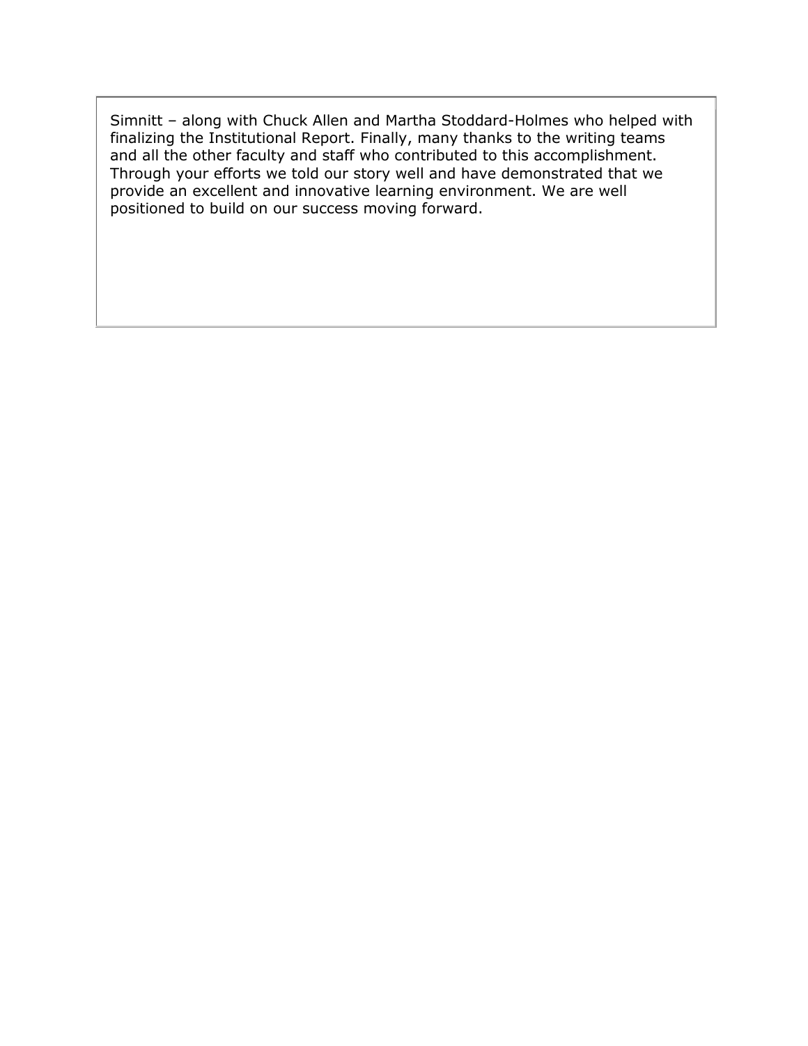Simnitt – along with Chuck Allen and Martha Stoddard-Holmes who helped with finalizing the Institutional Report. Finally, many thanks to the writing teams and all the other faculty and staff who contributed to this accomplishment. Through your efforts we told our story well and have demonstrated that we provide an excellent and innovative learning environment. We are well positioned to build on our success moving forward.